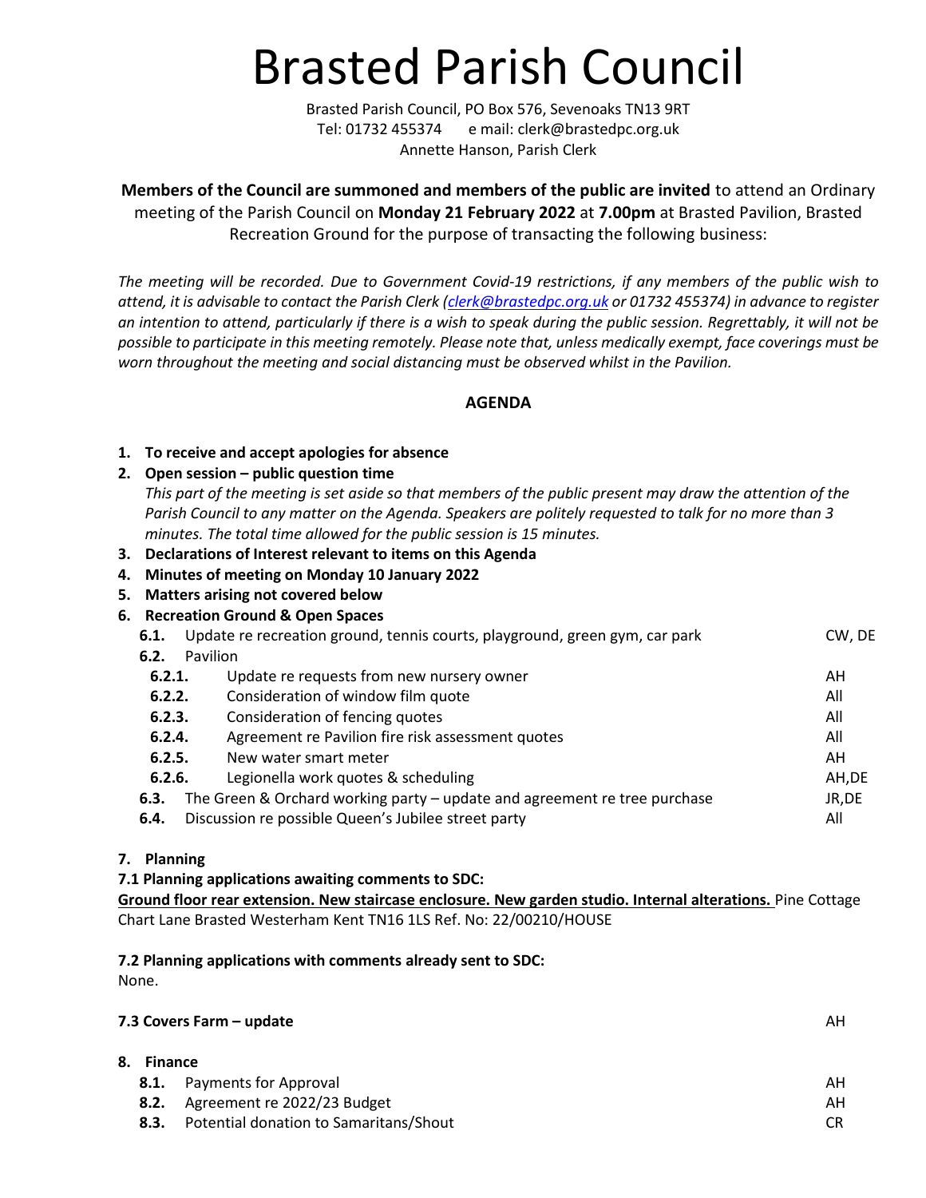# Brasted Parish Council

Brasted Parish Council, PO Box 576, Sevenoaks TN13 9RT
Tel: 01732 455374 e mail: clerk@brastedpc.org.uk
Annette Hanson, Parish Clerk

**Members of the Council are summoned and members of the public are invited** to attend an Ordinary meeting of the Parish Council on **Monday 21 February 2022** at **7.00pm** at Brasted Pavilion, Brasted Recreation Ground for the purpose of transacting the following business:

*The meeting will be recorded. Due to Government Covid-19 restrictions, if any members of the public wish to attend, it is advisable to contact the Parish Clerk (clerk@brastedpc.org.uk or 01732 455374) in advance to register an intention to attend, particularly if there is a wish to speak during the public session. Regrettably, it will not be possible to participate in this meeting remotely. Please note that, unless medically exempt, face coverings must be worn throughout the meeting and social distancing must be observed whilst in the Pavilion.*

## AGENDA

1. **To receive and accept apologies for absence**
2. **Open session – public question time**
   *This part of the meeting is set aside so that members of the public present may draw the attention of the Parish Council to any matter on the Agenda. Speakers are politely requested to talk for no more than 3 minutes. The total time allowed for the public session is 15 minutes.*
3. **Declarations of Interest relevant to items on this Agenda**
4. **Minutes of meeting on Monday 10 January 2022**
5. **Matters arising not covered below**
6. **Recreation Ground & Open Spaces**

| | | |
|---|---|---|
| **6.1.** | Update re recreation ground, tennis courts, playground, green gym, car park | CW, DE |
| **6.2.** | Pavilion | |
| **6.2.1.** | Update re requests from new nursery owner | AH |
| **6.2.2.** | Consideration of window film quote | All |
| **6.2.3.** | Consideration of fencing quotes | All |
| **6.2.4.** | Agreement re Pavilion fire risk assessment quotes | All |
| **6.2.5.** | New water smart meter | AH |
| **6.2.6.** | Legionella work quotes & scheduling | AH,DE |
| **6.3.** | The Green & Orchard working party – update and agreement re tree purchase | JR,DE |
| **6.4.** | Discussion re possible Queen's Jubilee street party | All |

7. **Planning**

**7.1 Planning applications awaiting comments to SDC:**

**Ground floor rear extension. New staircase enclosure. New garden studio. Internal alterations.** Pine Cottage Chart Lane Brasted Westerham Kent TN16 1LS Ref. No: 22/00210/HOUSE

**7.2 Planning applications with comments already sent to SDC:**

None.

**7.3 Covers Farm – update** AH

8. **Finance**

| | | |
|---|---|---|
| **8.1.** | Payments for Approval | AH |
| **8.2.** | Agreement re 2022/23 Budget | AH |
| **8.3.** | Potential donation to Samaritans/Shout | CR |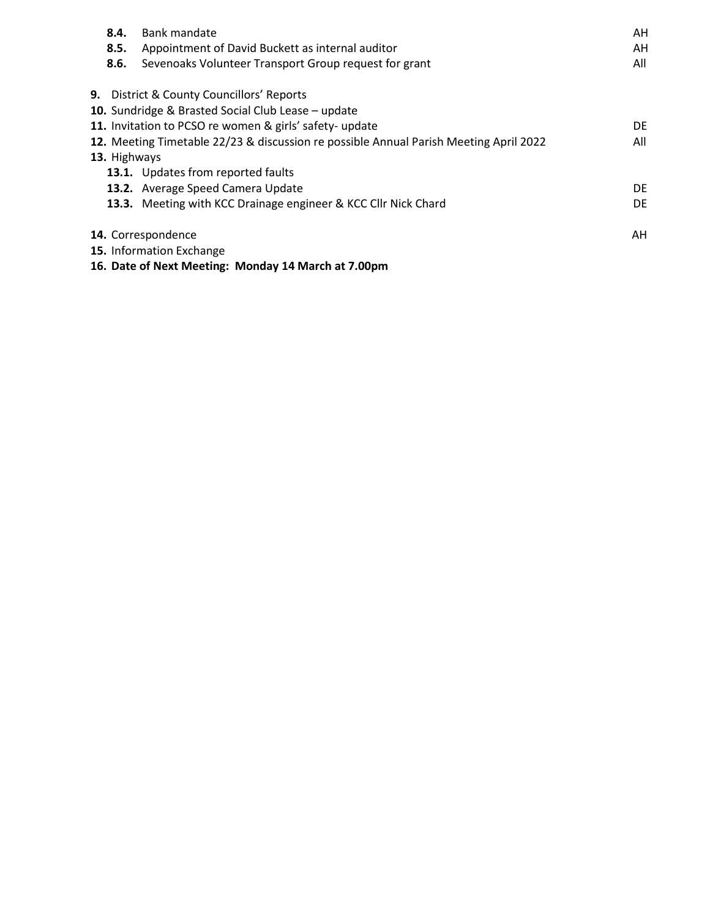**8.4.** Bank mandate AH

**8.5.** Appointment of David Buckett as internal auditor AH

**8.6.** Sevenoaks Volunteer Transport Group request for grant All

**9.** District & County Councillors' Reports

**10.** Sundridge & Brasted Social Club Lease – update

**11.** Invitation to PCSO re women & girls' safety- update DE

**12.** Meeting Timetable 22/23 & discussion re possible Annual Parish Meeting April 2022 All

**13.** Highways

**13.1.** Updates from reported faults

**13.2.** Average Speed Camera Update DE

**13.3.** Meeting with KCC Drainage engineer & KCC Cllr Nick Chard DE

**14.** Correspondence AH

**15.** Information Exchange

**16. Date of Next Meeting: Monday 14 March at 7.00pm**